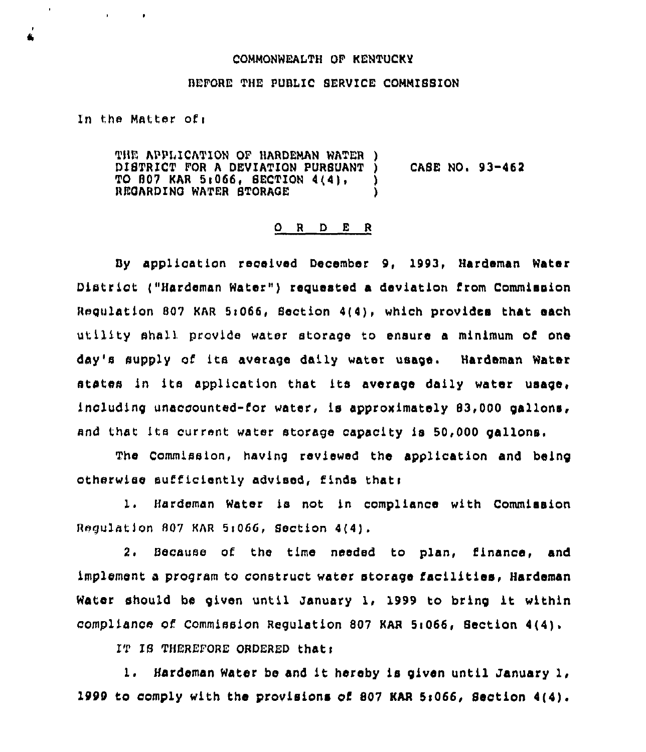COMMONWEALTH OF KENTUCKY

BEFORE THE PUBLIC SERVICE COMMISSION

In the Matter of:

| | |
|---|---|
| THE APPLICATION OF HARDEMAN WATER DISTRICT FOR A DEVIATION PURSUANT TO 807 KAR 5:066, SECTION 4(4), REGARDING WATER STORAGE ) | CASE NO. 93-462 |

O R D E R

By application received December 9, 1993, Hardeman Water District ("Hardeman Water") requested a deviation from Commission Regulation 807 KAR 5:066, Section 4(4), which provides that each utility shall provide water storage to ensure a minimum of one day's supply of its average daily water usage. Hardeman Water states in its application that its average daily water usage, including unaccounted-for water, is approximately 83,000 gallons, and that its current water storage capacity is 50,000 gallons.

The Commission, having reviewed the application and being otherwise sufficiently advised, finds that:

1. Hardeman Water is not in compliance with Commission Regulation 807 KAR 5:066, Section 4(4).

2. Because of the time needed to plan, finance, and implement a program to construct water storage facilities, Hardeman Water should be given until January 1, 1999 to bring it within compliance of Commission Regulation 807 KAR 5:066, Section 4(4).

IT IS THEREFORE ORDERED that:

1. Hardeman Water be and it hereby is given until January 1, 1999 to comply with the provisions of 807 KAR 5:066, Section 4(4).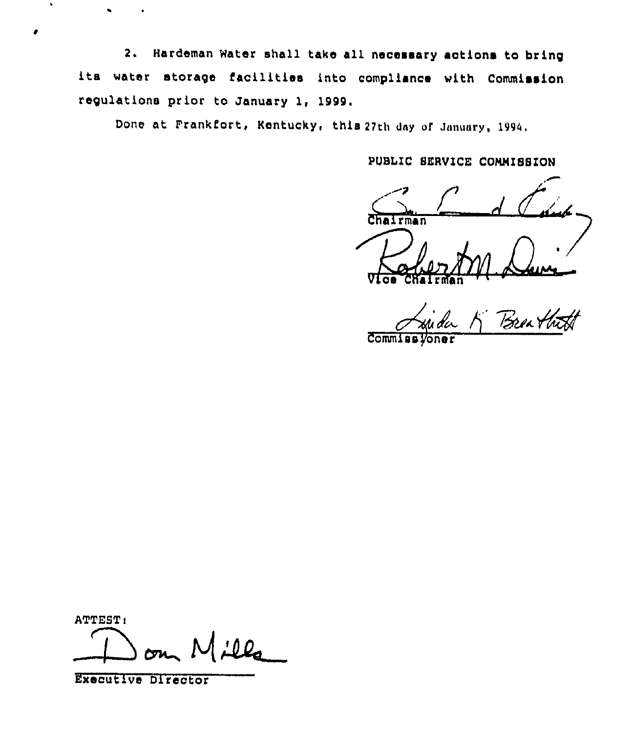2. Hardeman Water shall take all necessary actions to bring its water storage facilities into compliance with Commission regulations prior to January 1, 1999.

Done at Frankfort, Kentucky, this 27th day of January, 1994.

PUBLIC SERVICE COMMISSION

Chairman

Vice Chairman

Commissioner

ATTEST:

Executive Director